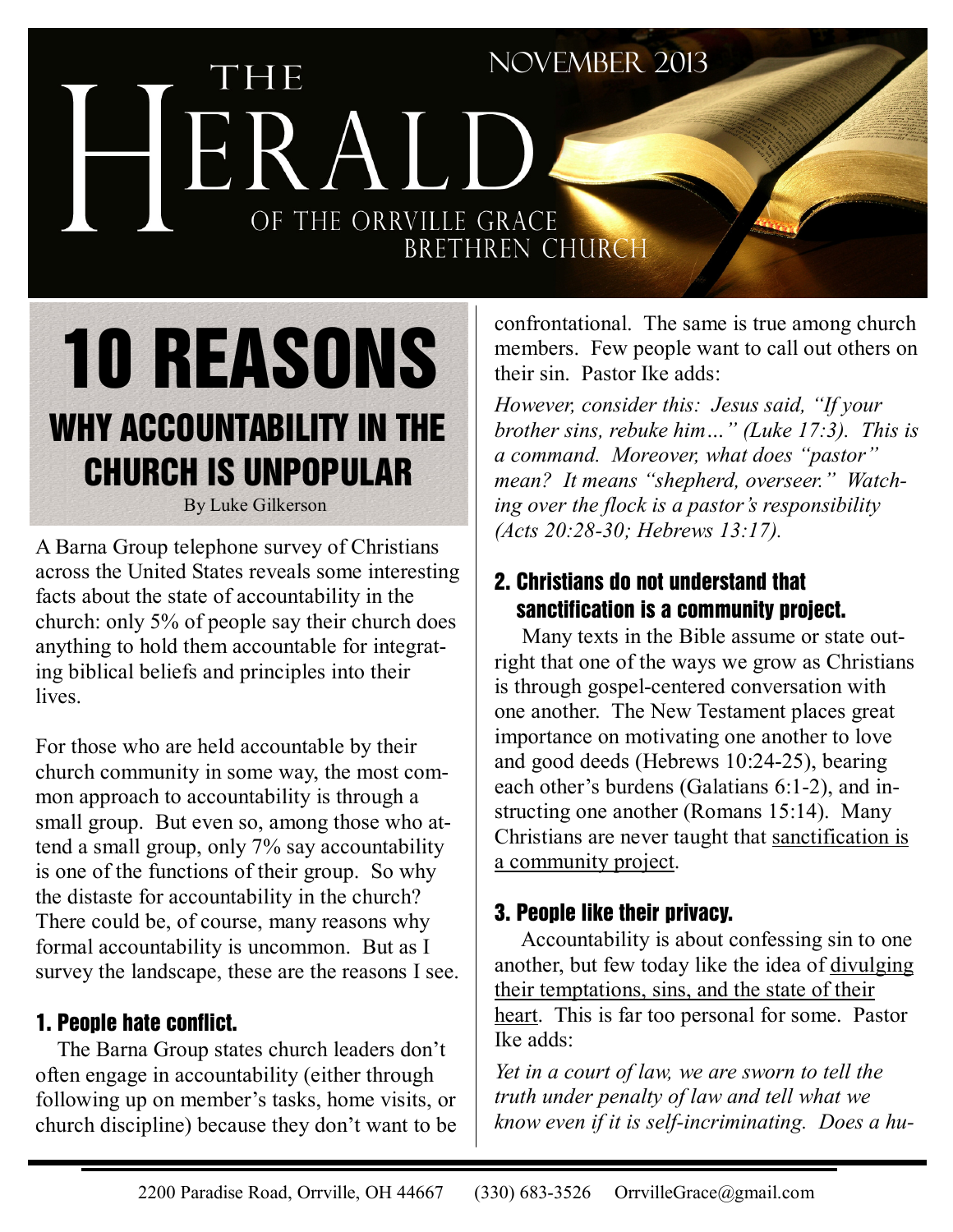# The Herald of the Orrville Grace Brethren Church

November 2013

## 10 REASONS WHY ACCOUNTABILITY IN THE CHURCH IS UNPOPULAR

By Luke Gilkerson

A Barna Group telephone survey of Christians across the United States reveals some interesting facts about the state of accountability in the church: only 5% of people say their church does anything to hold them accountable for integrating biblical beliefs and principles into their lives.

For those who are held accountable by their church community in some way, the most common approach to accountability is through a small group. But even so, among those who attend a small group, only 7% say accountability is one of the functions of their group. So why the distaste for accountability in the church? There could be, of course, many reasons why formal accountability is uncommon. But as I survey the landscape, these are the reasons I see.

### 1. People hate conflict.

The Barna Group states church leaders don't often engage in accountability (either through following up on member's tasks, home visits, or church discipline) because they don't want to be confrontational. The same is true among church members. Few people want to call out others on their sin. Pastor Ike adds:

*However, consider this: Jesus said, "If your brother sins, rebuke him…" (Luke 17:3). This is a command. Moreover, what does "pastor" mean? It means "shepherd, overseer." Watching over the flock is a pastor's responsibility (Acts 20:28-30; Hebrews 13:17).*

### 2. Christians do not understand that sanctification is a community project.

Many texts in the Bible assume or state outright that one of the ways we grow as Christians is through gospel-centered conversation with one another. The New Testament places great importance on motivating one another to love and good deeds (Hebrews 10:24-25), bearing each other's burdens (Galatians 6:1-2), and instructing one another (Romans 15:14). Many Christians are never taught that <u>sanctification is a community project</u>.

### 3. People like their privacy.

Accountability is about confessing sin to one another, but few today like the idea of <u>divulging their temptations, sins, and the state of their heart</u>. This is far too personal for some. Pastor Ike adds:

*Yet in a court of law, we are sworn to tell the truth under penalty of law and tell what we know even if it is self-incriminating. Does a hu-*

2200 Paradise Road, Orrville, OH 44667 (330) 683-3526 OrrvilleGrace@gmail.com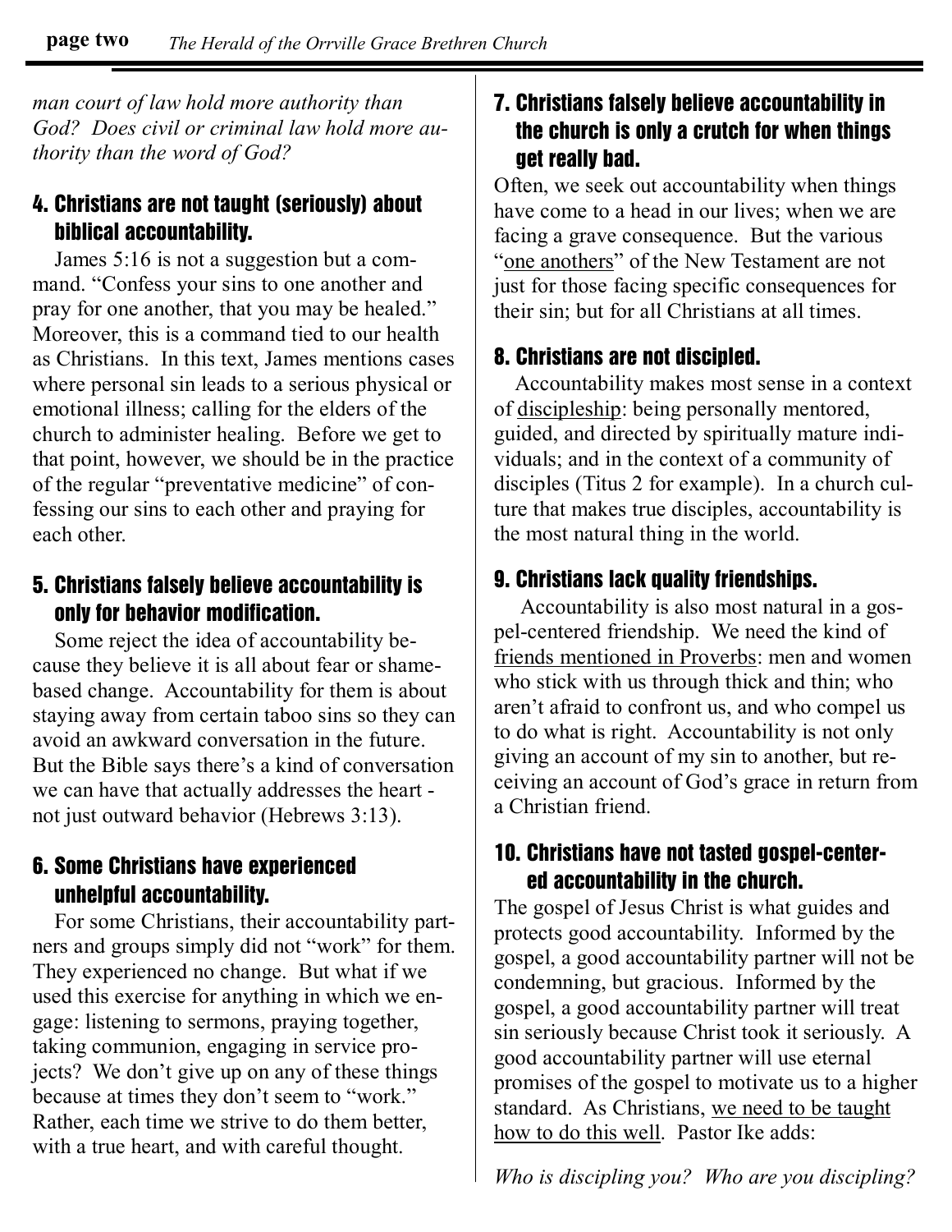*man court of law hold more authority than God? Does civil or criminal law hold more authority than the word of God?*

### 4. Christians are not taught (seriously) about biblical accountability.

James 5:16 is not a suggestion but a command. "Confess your sins to one another and pray for one another, that you may be healed." Moreover, this is a command tied to our health as Christians. In this text, James mentions cases where personal sin leads to a serious physical or emotional illness; calling for the elders of the church to administer healing. Before we get to that point, however, we should be in the practice of the regular "preventative medicine" of confessing our sins to each other and praying for each other.

### 5. Christians falsely believe accountability is only for behavior modification.

Some reject the idea of accountability because they believe it is all about fear or shame-based change. Accountability for them is about staying away from certain taboo sins so they can avoid an awkward conversation in the future. But the Bible says there's a kind of conversation we can have that actually addresses the heart - not just outward behavior (Hebrews 3:13).

### 6. Some Christians have experienced unhelpful accountability.

For some Christians, their accountability partners and groups simply did not "work" for them. They experienced no change. But what if we used this exercise for anything in which we engage: listening to sermons, praying together, taking communion, engaging in service projects? We don't give up on any of these things because at times they don't seem to "work." Rather, each time we strive to do them better, with a true heart, and with careful thought.

### 7. Christians falsely believe accountability in the church is only a crutch for when things get really bad.

Often, we seek out accountability when things have come to a head in our lives; when we are facing a grave consequence. But the various "one anothers" of the New Testament are not just for those facing specific consequences for their sin; but for all Christians at all times.

### 8. Christians are not discipled.

Accountability makes most sense in a context of discipleship: being personally mentored, guided, and directed by spiritually mature individuals; and in the context of a community of disciples (Titus 2 for example). In a church culture that makes true disciples, accountability is the most natural thing in the world.

### 9. Christians lack quality friendships.

Accountability is also most natural in a gospel-centered friendship. We need the kind of friends mentioned in Proverbs: men and women who stick with us through thick and thin; who aren't afraid to confront us, and who compel us to do what is right. Accountability is not only giving an account of my sin to another, but receiving an account of God's grace in return from a Christian friend.

### 10. Christians have not tasted gospel-centered accountability in the church.

The gospel of Jesus Christ is what guides and protects good accountability. Informed by the gospel, a good accountability partner will not be condemning, but gracious. Informed by the gospel, a good accountability partner will treat sin seriously because Christ took it seriously. A good accountability partner will use eternal promises of the gospel to motivate us to a higher standard. As Christians, we need to be taught how to do this well. Pastor Ike adds:

*Who is discipling you? Who are you discipling?*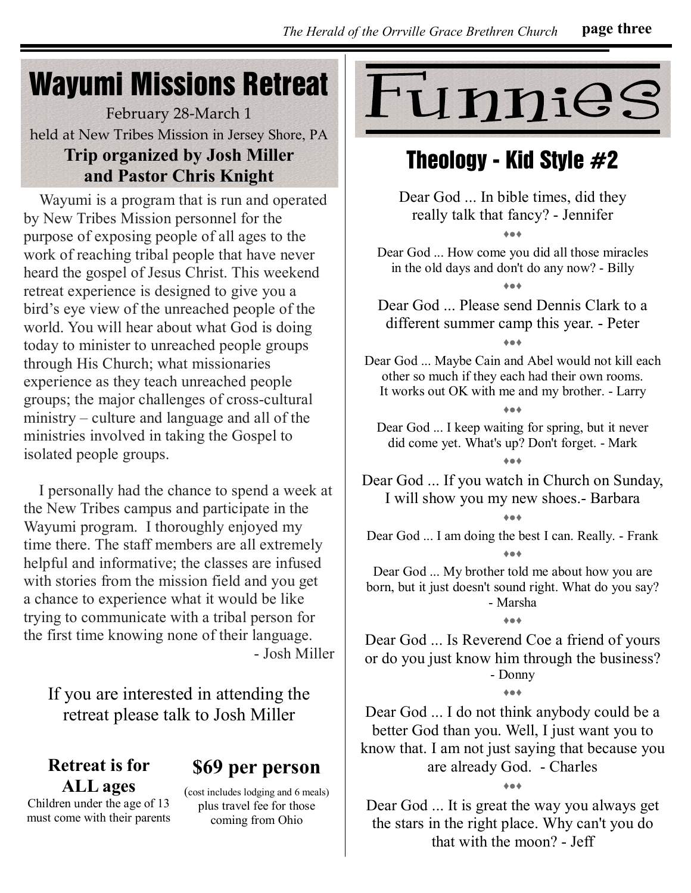# Wayumi Missions Retreat

February 28-March 1
held at New Tribes Mission in Jersey Shore, PA

**Trip organized by Josh Miller and Pastor Chris Knight**

Wayumi is a program that is run and operated by New Tribes Mission personnel for the purpose of exposing people of all ages to the work of reaching tribal people that have never heard the gospel of Jesus Christ. This weekend retreat experience is designed to give you a bird's eye view of the unreached people of the world. You will hear about what God is doing today to minister to unreached people groups through His Church; what missionaries experience as they teach unreached people groups; the major challenges of cross-cultural ministry – culture and language and all of the ministries involved in taking the Gospel to isolated people groups.

I personally had the chance to spend a week at the New Tribes campus and participate in the Wayumi program. I thoroughly enjoyed my time there. The staff members are all extremely helpful and informative; the classes are infused with stories from the mission field and you get a chance to experience what it would be like trying to communicate with a tribal person for the first time knowing none of their language.

\- Josh Miller

If you are interested in attending the retreat please talk to Josh Miller

**Retreat is for ALL ages**
Children under the age of 13 must come with their parents

**$69 per person**
(cost includes lodging and 6 meals) plus travel fee for those coming from Ohio

# Funnies

## Theology - Kid Style #2

Dear God ... In bible times, did they really talk that fancy? - Jennifer

♦●♦

Dear God ... How come you did all those miracles in the old days and don't do any now? - Billy

♦●♦

Dear God ... Please send Dennis Clark to a different summer camp this year. - Peter

♦●♦

Dear God ... Maybe Cain and Abel would not kill each other so much if they each had their own rooms. It works out OK with me and my brother. - Larry

♦●♦

Dear God ... I keep waiting for spring, but it never did come yet. What's up? Don't forget. - Mark

♦●♦

Dear God ... If you watch in Church on Sunday, I will show you my new shoes.- Barbara

♦●♦

Dear God ... I am doing the best I can. Really. - Frank

♦●♦

Dear God ... My brother told me about how you are born, but it just doesn't sound right. What do you say? - Marsha

♦●♦

Dear God ... Is Reverend Coe a friend of yours or do you just know him through the business? - Donny

♦●♦

Dear God ... I do not think anybody could be a better God than you. Well, I just want you to know that. I am not just saying that because you are already God. - Charles

♦●♦

Dear God ... It is great the way you always get the stars in the right place. Why can't you do that with the moon? - Jeff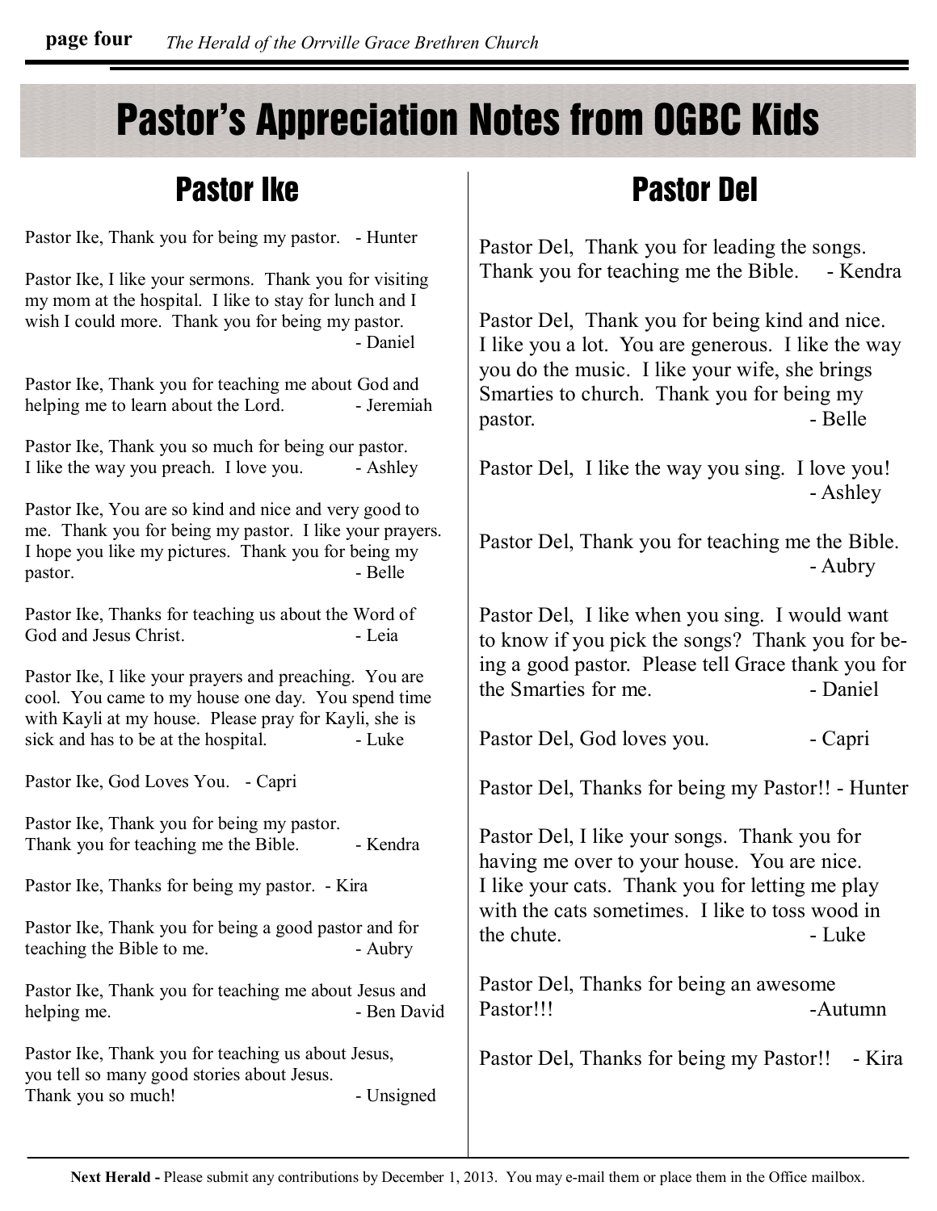# Pastor's Appreciation Notes from OGBC Kids

## Pastor Ike

Pastor Ike, Thank you for being my pastor. - Hunter

Pastor Ike, I like your sermons. Thank you for visiting my mom at the hospital. I like to stay for lunch and I wish I could more. Thank you for being my pastor. - Daniel

Pastor Ike, Thank you for teaching me about God and helping me to learn about the Lord. - Jeremiah

Pastor Ike, Thank you so much for being our pastor. I like the way you preach. I love you. - Ashley

Pastor Ike, You are so kind and nice and very good to me. Thank you for being my pastor. I like your prayers. I hope you like my pictures. Thank you for being my pastor. - Belle

Pastor Ike, Thanks for teaching us about the Word of God and Jesus Christ. - Leia

Pastor Ike, I like your prayers and preaching. You are cool. You came to my house one day. You spend time with Kayli at my house. Please pray for Kayli, she is sick and has to be at the hospital. - Luke

Pastor Ike, God Loves You. - Capri

Pastor Ike, Thank you for being my pastor. Thank you for teaching me the Bible. - Kendra

Pastor Ike, Thanks for being my pastor. - Kira

Pastor Ike, Thank you for being a good pastor and for teaching the Bible to me. - Aubry

Pastor Ike, Thank you for teaching me about Jesus and helping me. - Ben David

Pastor Ike, Thank you for teaching us about Jesus, you tell so many good stories about Jesus. Thank you so much! - Unsigned

## Pastor Del

Pastor Del, Thank you for leading the songs. Thank you for teaching me the Bible. - Kendra

Pastor Del, Thank you for being kind and nice. I like you a lot. You are generous. I like the way you do the music. I like your wife, she brings Smarties to church. Thank you for being my pastor. - Belle

Pastor Del, I like the way you sing. I love you! - Ashley

Pastor Del, Thank you for teaching me the Bible. - Aubry

Pastor Del, I like when you sing. I would want to know if you pick the songs? Thank you for being a good pastor. Please tell Grace thank you for the Smarties for me. - Daniel

Pastor Del, God loves you. - Capri

Pastor Del, Thanks for being my Pastor!! - Hunter

Pastor Del, I like your songs. Thank you for having me over to your house. You are nice. I like your cats. Thank you for letting me play with the cats sometimes. I like to toss wood in the chute. - Luke

Pastor Del, Thanks for being an awesome Pastor!!! -Autumn

Pastor Del, Thanks for being my Pastor!! - Kira

---

**Next Herald -** Please submit any contributions by December 1, 2013. You may e-mail them or place them in the Office mailbox.